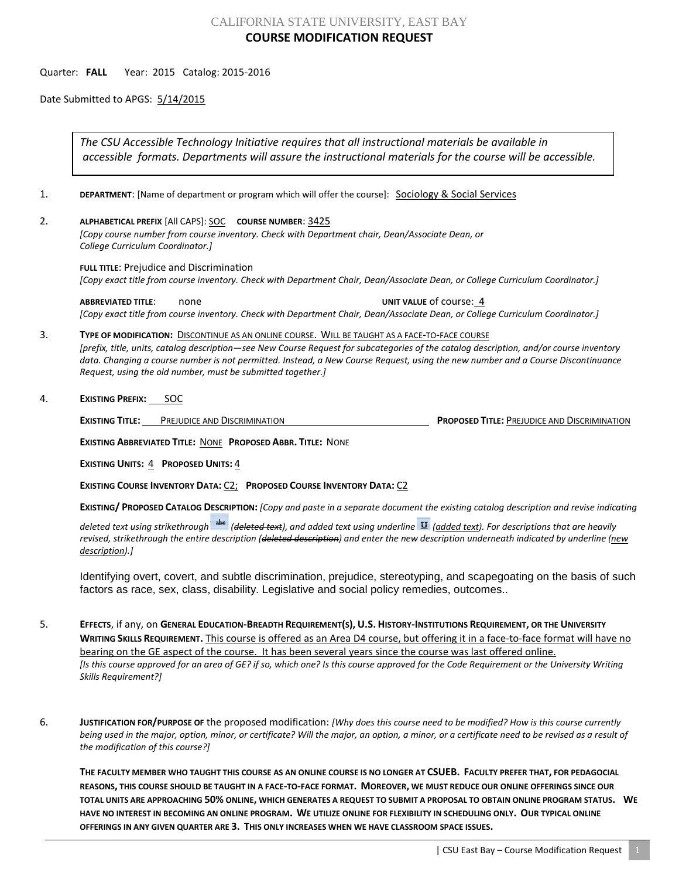CALIFORNIA STATE UNIVERSITY, EAST BAY

# COURSE MODIFICATION REQUEST

Quarter: **FALL** Year: 2015 Catalog: 2015-2016

Date Submitted to APGS: 5/14/2015

> *The CSU Accessible Technology Initiative requires that all instructional materials be available in accessible formats. Departments will assure the instructional materials for the course will be accessible.*

1. **DEPARTMENT**: [Name of department or program which will offer the course]: Sociology & Social Services

2. **ALPHABETICAL PREFIX** [All CAPS]: SOC **COURSE NUMBER**: 3425
   *[Copy course number from course inventory. Check with Department chair, Dean/Associate Dean, or College Curriculum Coordinator.]*

   **FULL TITLE**: Prejudice and Discrimination
   *[Copy exact title from course inventory. Check with Department Chair, Dean/Associate Dean, or College Curriculum Coordinator.]*

   **ABBREVIATED TITLE**: none **UNIT VALUE** of course: 4
   *[Copy exact title from course inventory. Check with Department Chair, Dean/Associate Dean, or College Curriculum Coordinator.]*

3. **TYPE OF MODIFICATION:** DISCONTINUE AS AN ONLINE COURSE. WILL BE TAUGHT AS A FACE-TO-FACE COURSE
   *[prefix, title, units, catalog description—see New Course Request for subcategories of the catalog description, and/or course inventory data. Changing a course number is not permitted. Instead, a New Course Request, using the new number and a Course Discontinuance Request, using the old number, must be submitted together.]*

4. **EXISTING PREFIX:** SOC

   **EXISTING TITLE:** PREJUDICE AND DISCRIMINATION **PROPOSED TITLE:** PREJUDICE AND DISCRIMINATION

   **EXISTING ABBREVIATED TITLE:** NONE **PROPOSED ABBR. TITLE:** NONE

   **EXISTING UNITS:** 4 **PROPOSED UNITS:** 4

   **EXISTING COURSE INVENTORY DATA:** C2; **PROPOSED COURSE INVENTORY DATA:** C2

   **EXISTING/ PROPOSED CATALOG DESCRIPTION:** *[Copy and paste in a separate document the existing catalog description and revise indicating deleted text using strikethrough (~~deleted text~~), and added text using underline (<u>added text</u>). For descriptions that are heavily revised, strikethrough the entire description (~~deleted description~~) and enter the new description underneath indicated by underline (<u>new description</u>).]*

   Identifying overt, covert, and subtle discrimination, prejudice, stereotyping, and scapegoating on the basis of such factors as race, sex, class, disability. Legislative and social policy remedies, outcomes..

5. **EFFECTS**, if any, on **GENERAL EDUCATION-BREADTH REQUIREMENT(S), U.S. HISTORY-INSTITUTIONS REQUIREMENT, OR THE UNIVERSITY WRITING SKILLS REQUIREMENT.** This course is offered as an Area D4 course, but offering it in a face-to-face format will have no bearing on the GE aspect of the course. It has been several years since the course was last offered online.
   *[Is this course approved for an area of GE? if so, which one? Is this course approved for the Code Requirement or the University Writing Skills Requirement?]*

6. **JUSTIFICATION FOR/PURPOSE OF** the proposed modification: *[Why does this course need to be modified? How is this course currently being used in the major, option, minor, or certificate? Will the major, an option, a minor, or a certificate need to be revised as a result of the modification of this course?]*

   **THE FACULTY MEMBER WHO TAUGHT THIS COURSE AS AN ONLINE COURSE IS NO LONGER AT CSUEB. FACULTY PREFER THAT, FOR PEDAGOCIAL REASONS, THIS COURSE SHOULD BE TAUGHT IN A FACE-TO-FACE FORMAT. MOREOVER, WE MUST REDUCE OUR ONLINE OFFERINGS SINCE OUR TOTAL UNITS ARE APPROACHING 50% ONLINE, WHICH GENERATES A REQUEST TO SUBMIT A PROPOSAL TO OBTAIN ONLINE PROGRAM STATUS. WE HAVE NO INTEREST IN BECOMING AN ONLINE PROGRAM. WE UTILIZE ONLINE FOR FLEXIBILITY IN SCHEDULING ONLY. OUR TYPICAL ONLINE OFFERINGS IN ANY GIVEN QUARTER ARE 3. THIS ONLY INCREASES WHEN WE HAVE CLASSROOM SPACE ISSUES.**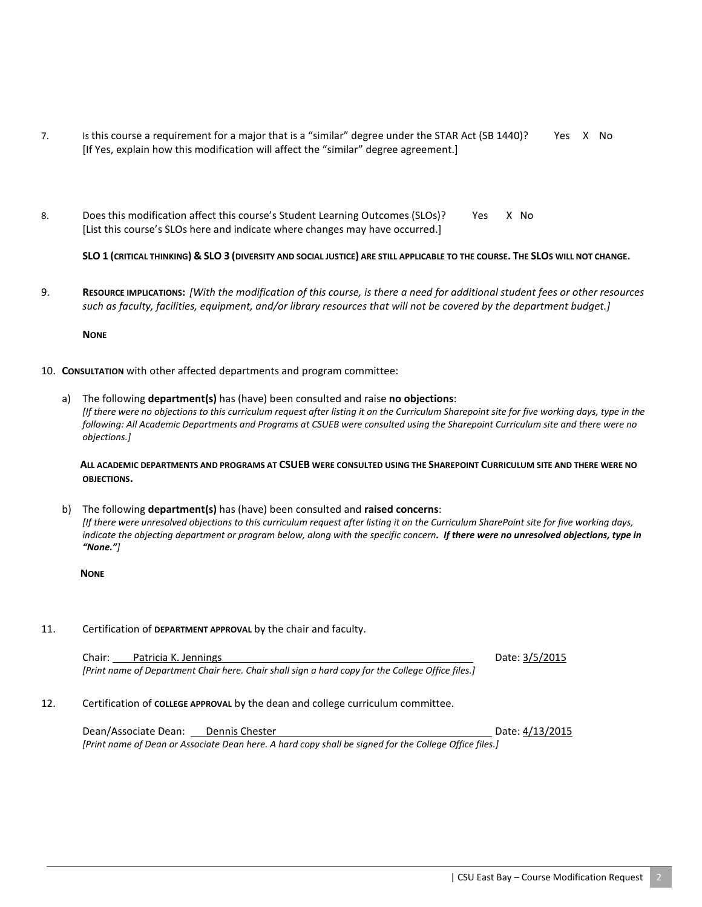7. Is this course a requirement for a major that is a "similar" degree under the STAR Act (SB 1440)? Yes X No
[If Yes, explain how this modification will affect the "similar" degree agreement.]

8. Does this modification affect this course's Student Learning Outcomes (SLOs)? Yes X No
[List this course's SLOs here and indicate where changes may have occurred.]

**SLO 1 (CRITICAL THINKING) & SLO 3 (DIVERSITY AND SOCIAL JUSTICE) ARE STILL APPLICABLE TO THE COURSE. THE SLOS WILL NOT CHANGE.**

9. **RESOURCE IMPLICATIONS:** *[With the modification of this course, is there a need for additional student fees or other resources such as faculty, facilities, equipment, and/or library resources that will not be covered by the department budget.]*

**NONE**

10. **CONSULTATION** with other affected departments and program committee:

a) The following **department(s)** has (have) been consulted and raise **no objections**:
*[If there were no objections to this curriculum request after listing it on the Curriculum Sharepoint site for five working days, type in the following: All Academic Departments and Programs at CSUEB were consulted using the Sharepoint Curriculum site and there were no objections.]*

**ALL ACADEMIC DEPARTMENTS AND PROGRAMS AT CSUEB WERE CONSULTED USING THE SHAREPOINT CURRICULUM SITE AND THERE WERE NO OBJECTIONS.**

b) The following **department(s)** has (have) been consulted and **raised concerns**:
*[If there were unresolved objections to this curriculum request after listing it on the Curriculum SharePoint site for five working days, indicate the objecting department or program below, along with the specific concern.* ***If there were no unresolved objections, type in "None."****]*

**NONE**

11. Certification of **DEPARTMENT APPROVAL** by the chair and faculty.

Chair: Patricia K. Jennings Date: 3/5/2015
*[Print name of Department Chair here. Chair shall sign a hard copy for the College Office files.]*

12. Certification of **COLLEGE APPROVAL** by the dean and college curriculum committee.

Dean/Associate Dean: Dennis Chester Date: 4/13/2015
*[Print name of Dean or Associate Dean here. A hard copy shall be signed for the College Office files.]*